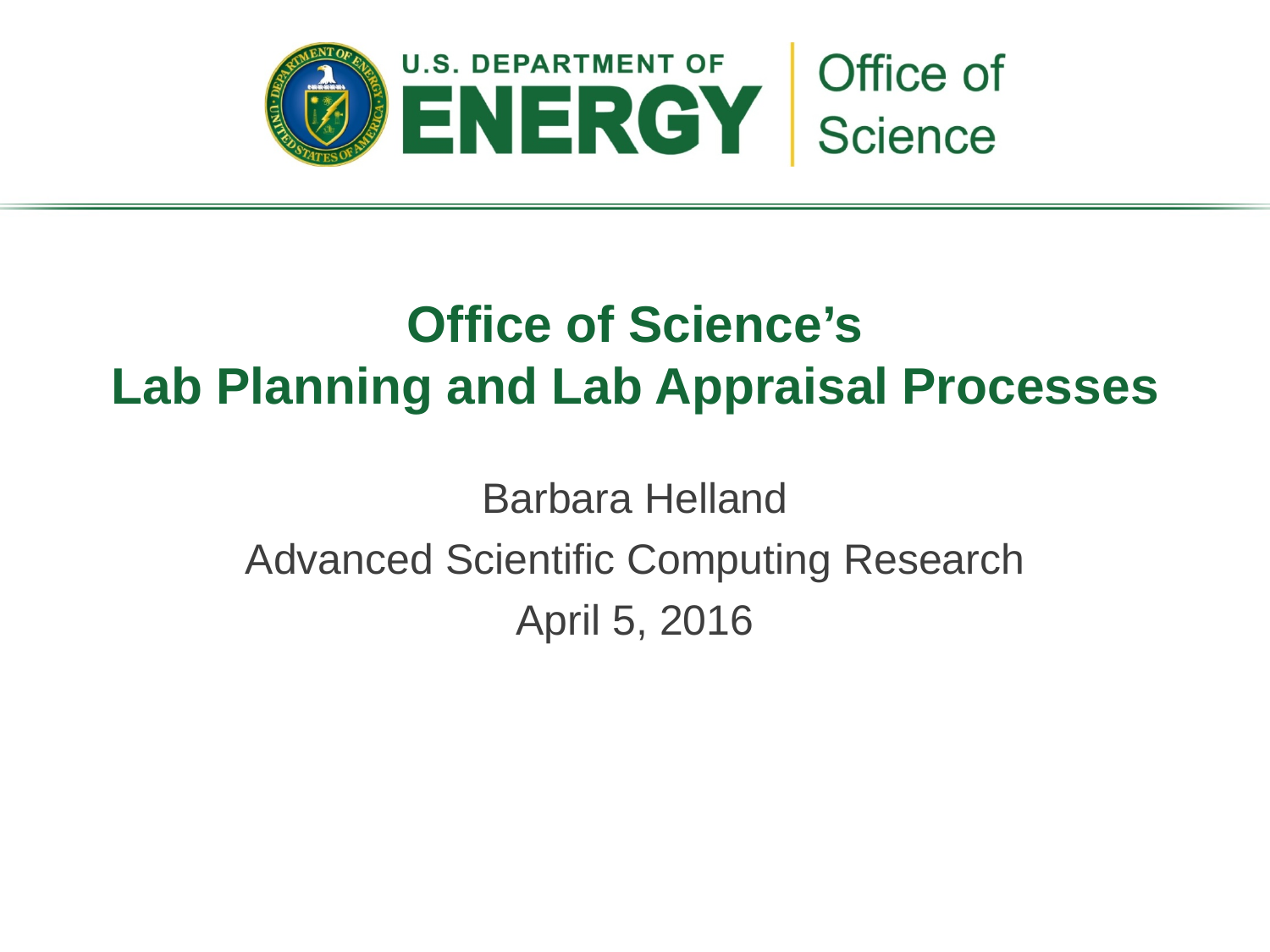U.S. DEPARTMENT OF ENERGY | Office of Science

# Office of Science's
# Lab Planning and Lab Appraisal Processes

Barbara Helland

Advanced Scientific Computing Research

April 5, 2016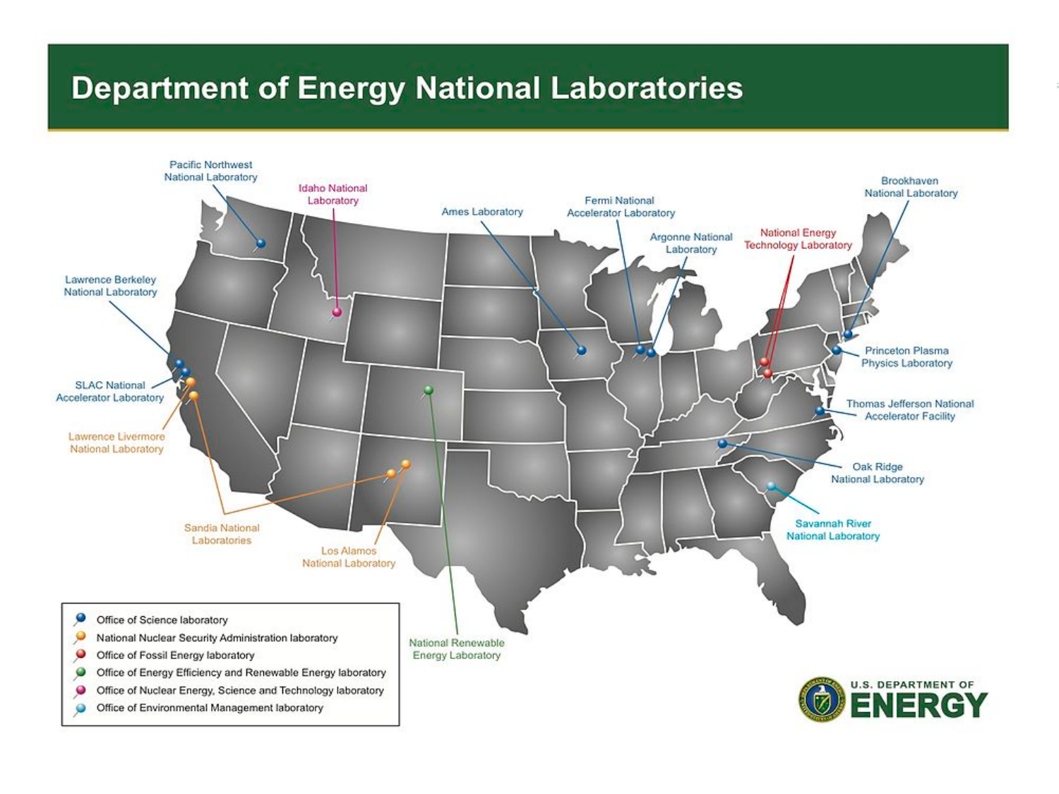# Department of Energy National Laboratories

Pacific Northwest National Laboratory

Idaho National Laboratory

Ames Laboratory

Fermi National Accelerator Laboratory

Argonne National Laboratory

National Energy Technology Laboratory

Brookhaven National Laboratory

Lawrence Berkeley National Laboratory

Princeton Plasma Physics Laboratory

SLAC National Accelerator Laboratory

Thomas Jefferson National Accelerator Facility

Lawrence Livermore National Laboratory

Oak Ridge National Laboratory

Sandia National Laboratories

Los Alamos National Laboratory

Savannah River National Laboratory

National Renewable Energy Laboratory

- Office of Science laboratory
- National Nuclear Security Administration laboratory
- Office of Fossil Energy laboratory
- Office of Energy Efficiency and Renewable Energy laboratory
- Office of Nuclear Energy, Science and Technology laboratory
- Office of Environmental Management laboratory

U.S. DEPARTMENT OF ENERGY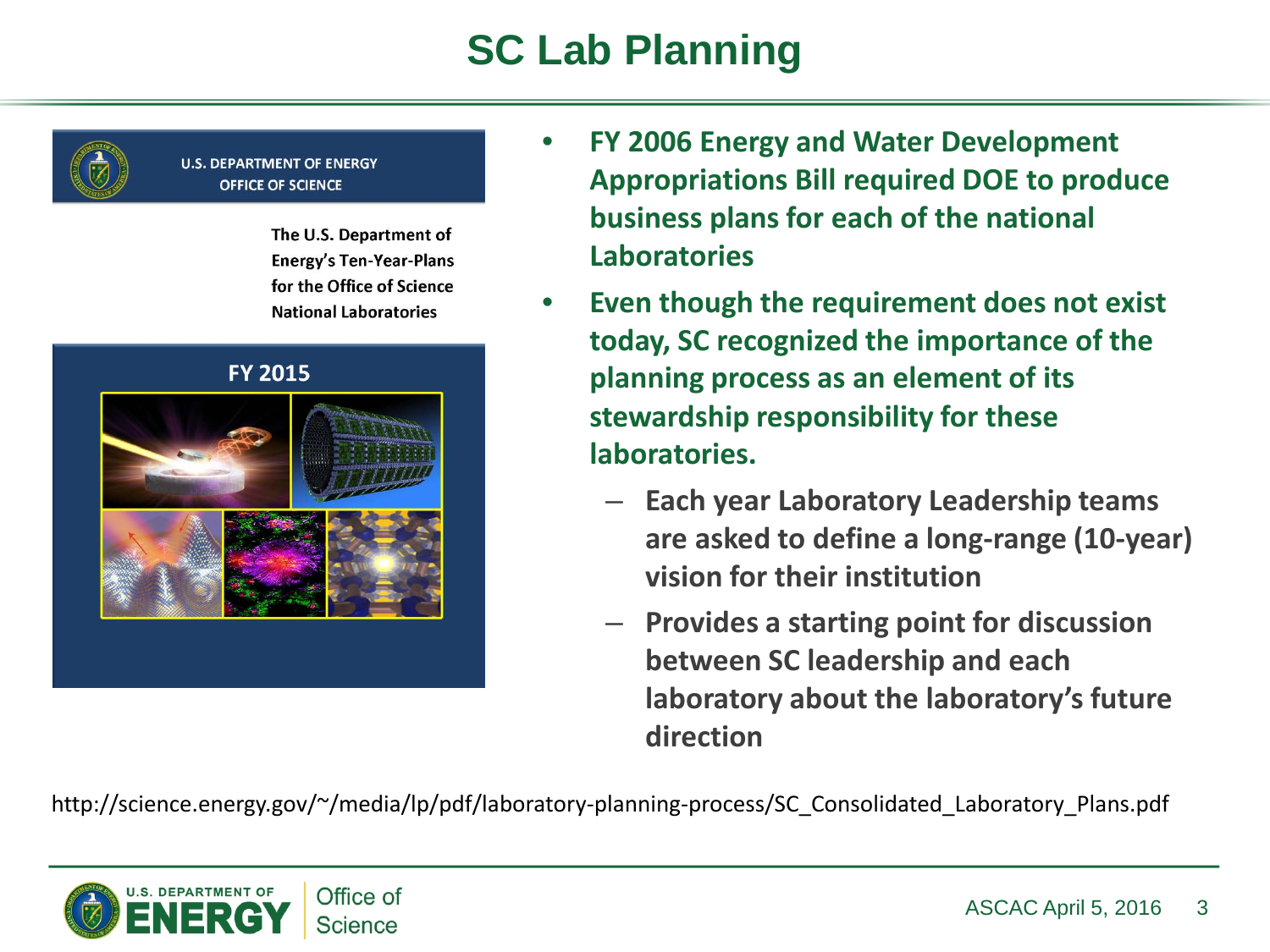# SC Lab Planning

U.S. DEPARTMENT OF ENERGY
OFFICE OF SCIENCE

The U.S. Department of Energy's Ten-Year-Plans for the Office of Science National Laboratories

FY 2015

- **FY 2006 Energy and Water Development Appropriations Bill required DOE to produce business plans for each of the national Laboratories**
- **Even though the requirement does not exist today, SC recognized the importance of the planning process as an element of its stewardship responsibility for these laboratories.**
  - **Each year Laboratory Leadership teams are asked to define a long-range (10-year) vision for their institution**
  - **Provides a starting point for discussion between SC leadership and each laboratory about the laboratory's future direction**

http://science.energy.gov/~/media/lp/pdf/laboratory-planning-process/SC_Consolidated_Laboratory_Plans.pdf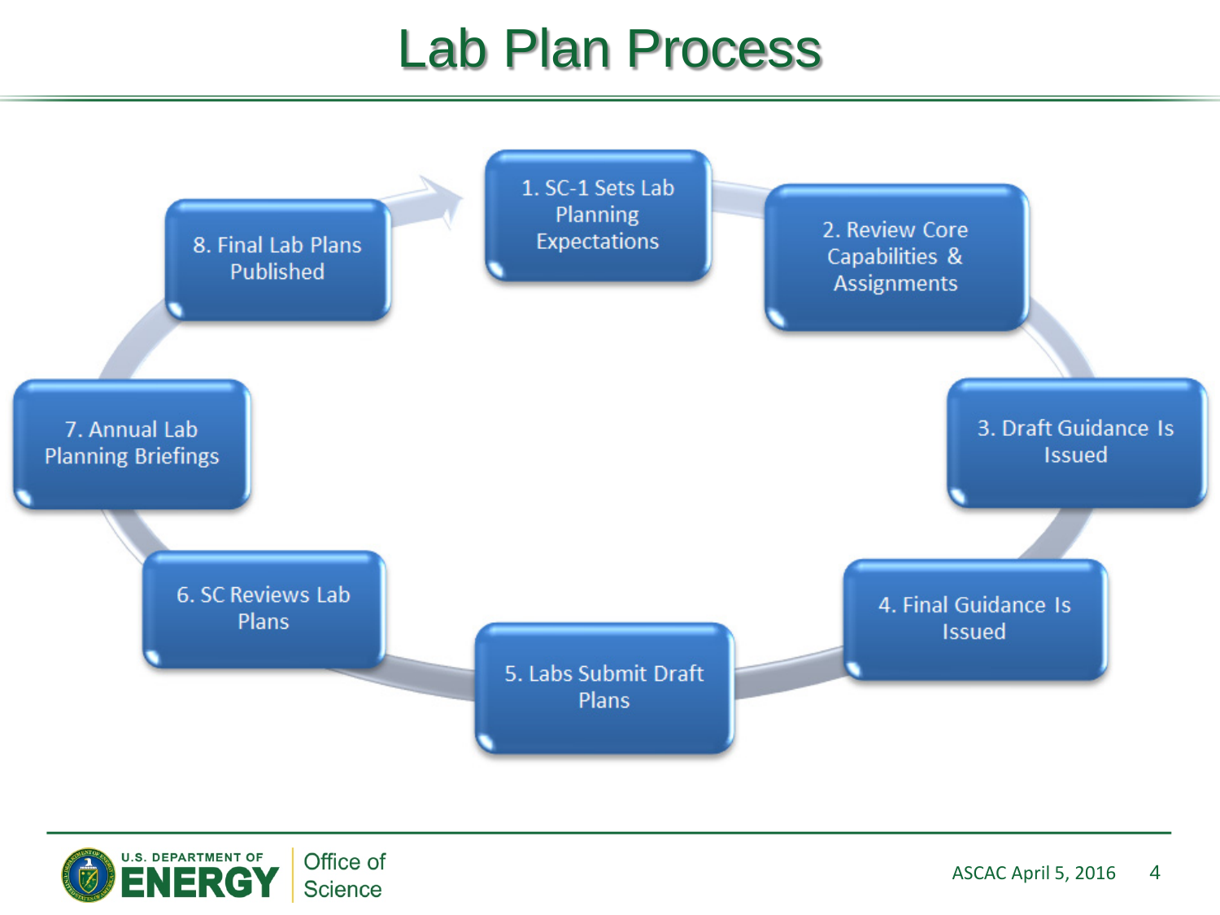# Lab Plan Process

1. SC-1 Sets Lab Planning Expectations
2. Review Core Capabilities & Assignments
3. Draft Guidance Is Issued
4. Final Guidance Is Issued
5. Labs Submit Draft Plans
6. SC Reviews Lab Plans
7. Annual Lab Planning Briefings
8. Final Lab Plans Published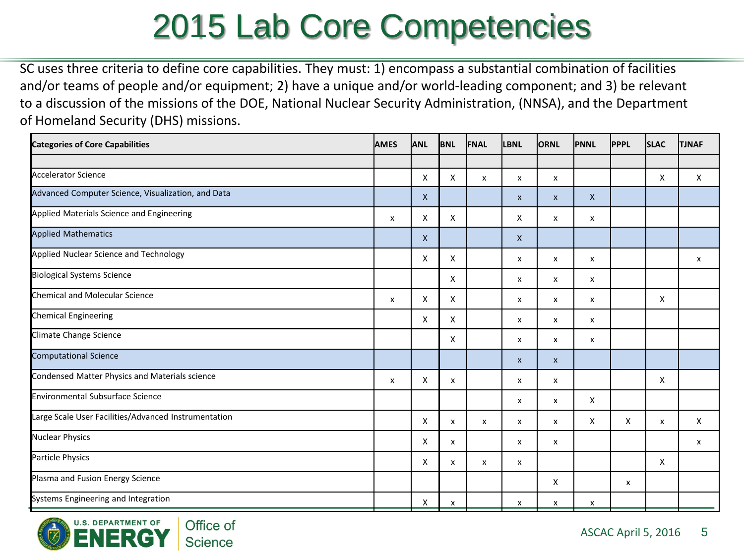# 2015 Lab Core Competencies

SC uses three criteria to define core capabilities. They must: 1) encompass a substantial combination of facilities and/or teams of people and/or equipment; 2) have a unique and/or world-leading component; and 3) be relevant to a discussion of the missions of the DOE, National Nuclear Security Administration, (NNSA), and the Department of Homeland Security (DHS) missions.

| Categories of Core Capabilities | AMES | ANL | BNL | FNAL | LBNL | ORNL | PNNL | PPPL | SLAC | TJNAF |
|---|---|---|---|---|---|---|---|---|---|---|
| | | | | | | | | | | |
| Accelerator Science | | X | X | x | x | x | | | X | X |
| Advanced Computer Science, Visualization, and Data | | X | | | x | x | X | | | |
| Applied Materials Science and Engineering | x | X | X | | X | x | x | | | |
| Applied Mathematics | | X | | | X | | | | | |
| Applied Nuclear Science and Technology | | X | X | | x | x | x | | | x |
| Biological Systems Science | | | X | | x | x | x | | | |
| Chemical and Molecular Science | x | X | X | | x | x | x | | X | |
| Chemical Engineering | | X | X | | x | x | x | | | |
| Climate Change Science | | | X | | x | x | x | | | |
| Computational Science | | | | | x | x | | | | |
| Condensed Matter Physics and Materials science | x | X | x | | x | x | | | X | |
| Environmental Subsurface Science | | | | | x | x | X | | | |
| Large Scale User Facilities/Advanced Instrumentation | | X | x | x | x | x | X | X | x | X |
| Nuclear Physics | | X | x | | x | x | | | | x |
| Particle Physics | | X | x | x | x | | | | X | |
| Plasma and Fusion Energy Science | | | | | | X | | x | | |
| Systems Engineering and Integration | | X | x | | x | x | x | | | |

ASCAC April 5, 2016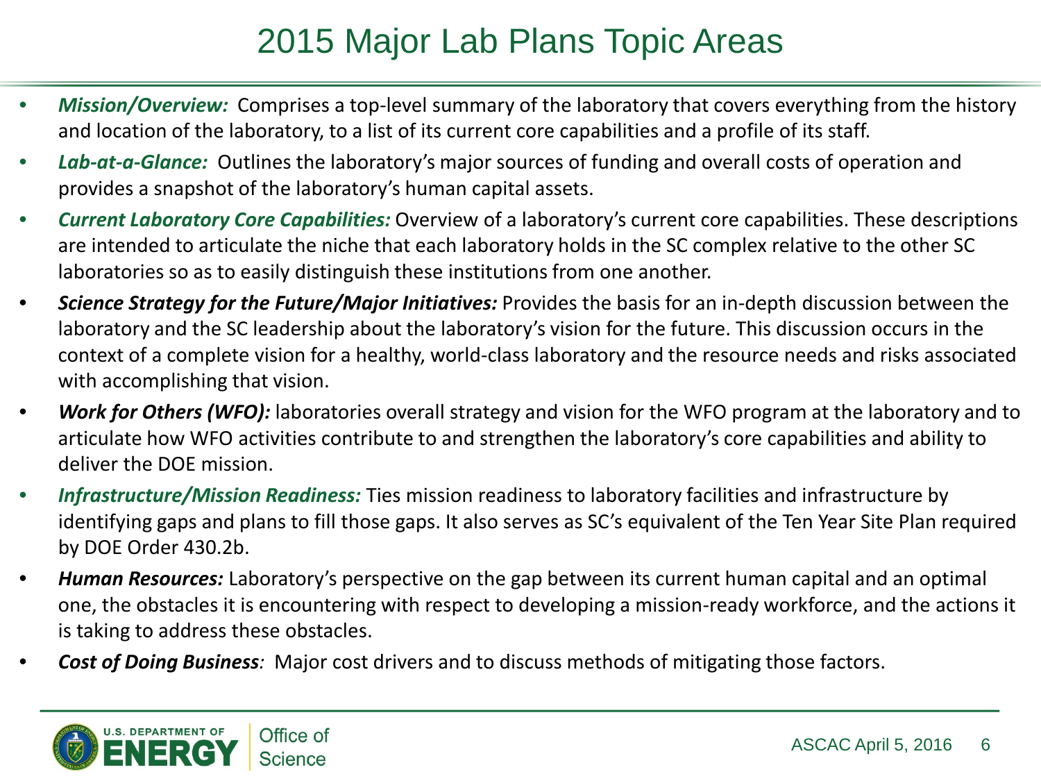# 2015 Major Lab Plans Topic Areas

- ***Mission/Overview:*** Comprises a top-level summary of the laboratory that covers everything from the history and location of the laboratory, to a list of its current core capabilities and a profile of its staff.
- ***Lab-at-a-Glance:*** Outlines the laboratory's major sources of funding and overall costs of operation and provides a snapshot of the laboratory's human capital assets.
- ***Current Laboratory Core Capabilities:*** Overview of a laboratory's current core capabilities. These descriptions are intended to articulate the niche that each laboratory holds in the SC complex relative to the other SC laboratories so as to easily distinguish these institutions from one another.
- ***Science Strategy for the Future/Major Initiatives:*** Provides the basis for an in-depth discussion between the laboratory and the SC leadership about the laboratory's vision for the future. This discussion occurs in the context of a complete vision for a healthy, world-class laboratory and the resource needs and risks associated with accomplishing that vision.
- ***Work for Others (WFO):*** laboratories overall strategy and vision for the WFO program at the laboratory and to articulate how WFO activities contribute to and strengthen the laboratory's core capabilities and ability to deliver the DOE mission.
- ***Infrastructure/Mission Readiness:*** Ties mission readiness to laboratory facilities and infrastructure by identifying gaps and plans to fill those gaps. It also serves as SC's equivalent of the Ten Year Site Plan required by DOE Order 430.2b.
- ***Human Resources:*** Laboratory's perspective on the gap between its current human capital and an optimal one, the obstacles it is encountering with respect to developing a mission-ready workforce, and the actions it is taking to address these obstacles.
- ***Cost of Doing Business****:* Major cost drivers and to discuss methods of mitigating those factors.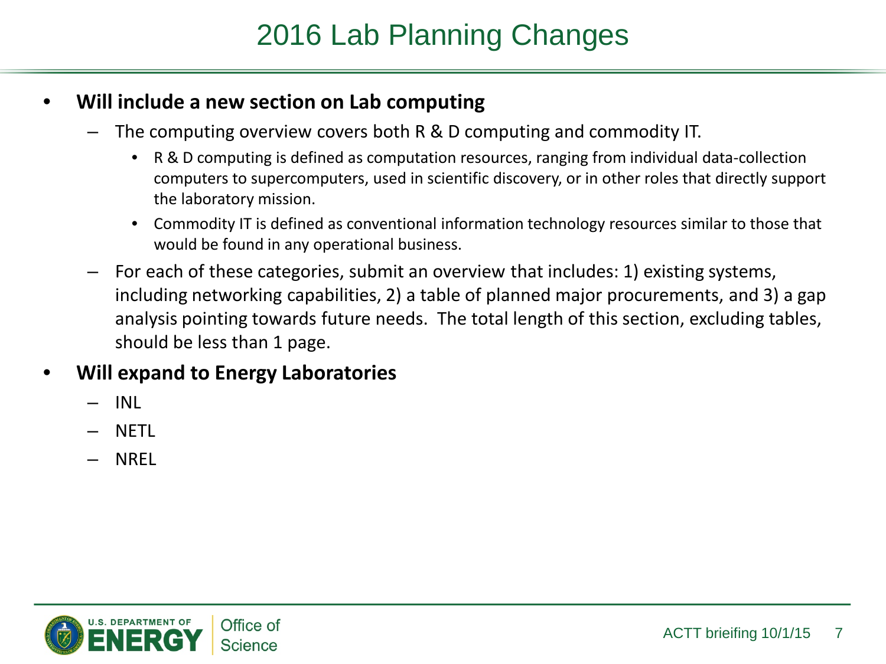# 2016 Lab Planning Changes

- **Will include a new section on Lab computing**
  - The computing overview covers both R & D computing and commodity IT.
    - R & D computing is defined as computation resources, ranging from individual data-collection computers to supercomputers, used in scientific discovery, or in other roles that directly support the laboratory mission.
    - Commodity IT is defined as conventional information technology resources similar to those that would be found in any operational business.
  - For each of these categories, submit an overview that includes: 1) existing systems, including networking capabilities, 2) a table of planned major procurements, and 3) a gap analysis pointing towards future needs. The total length of this section, excluding tables, should be less than 1 page.
- **Will expand to Energy Laboratories**
  - INL
  - NETL
  - NREL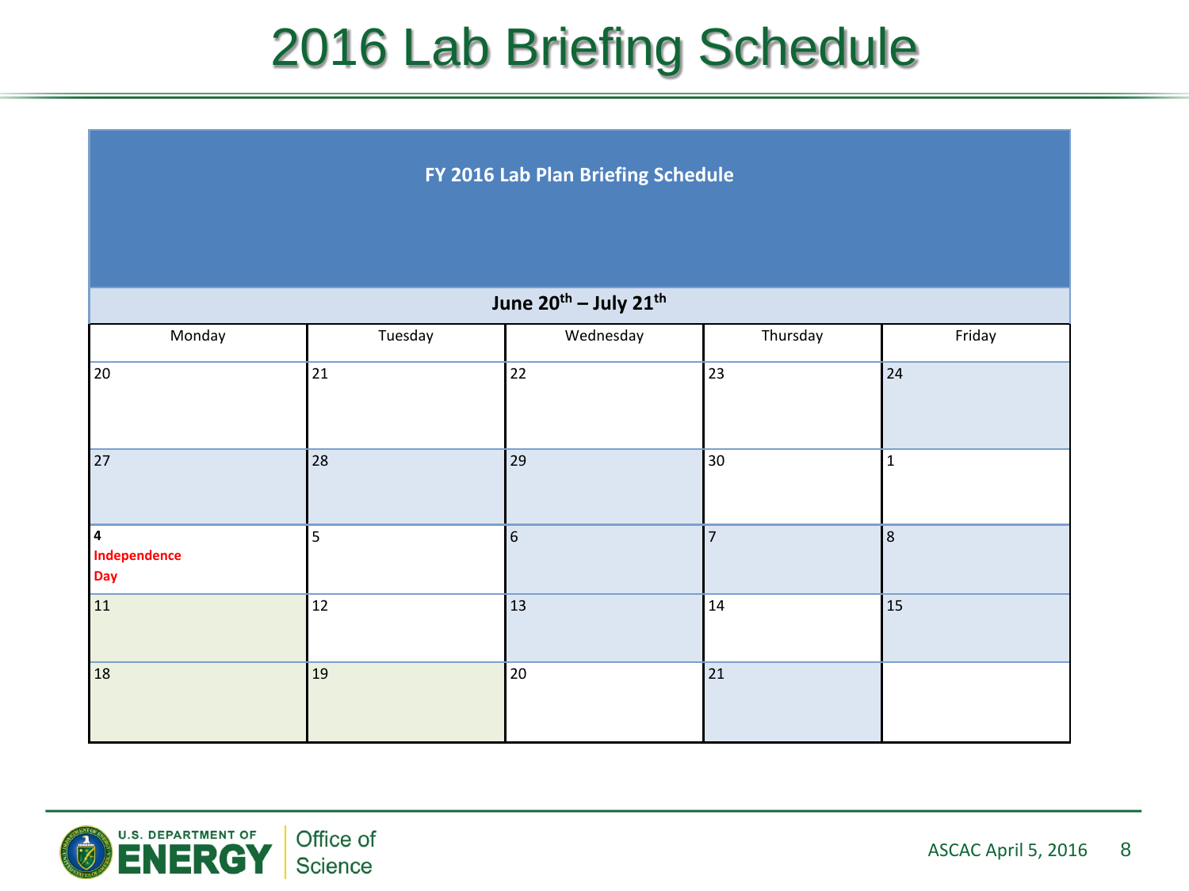# 2016 Lab Briefing Schedule

| FY 2016 Lab Plan Briefing Schedule | | | | |
|---|---|---|---|---|
| June 20th – July 21st | | | | |
| Monday | Tuesday | Wednesday | Thursday | Friday |
| 20 | 21 | 22 | 23 | 24 |
| 27 | 28 | 29 | 30 | 1 |
| **4** **Independence Day** | 5 | 6 | 7 | 8 |
| 11 | 12 | 13 | 14 | 15 |
| 18 | 19 | 20 | 21 | |

ASCAC April 5, 2016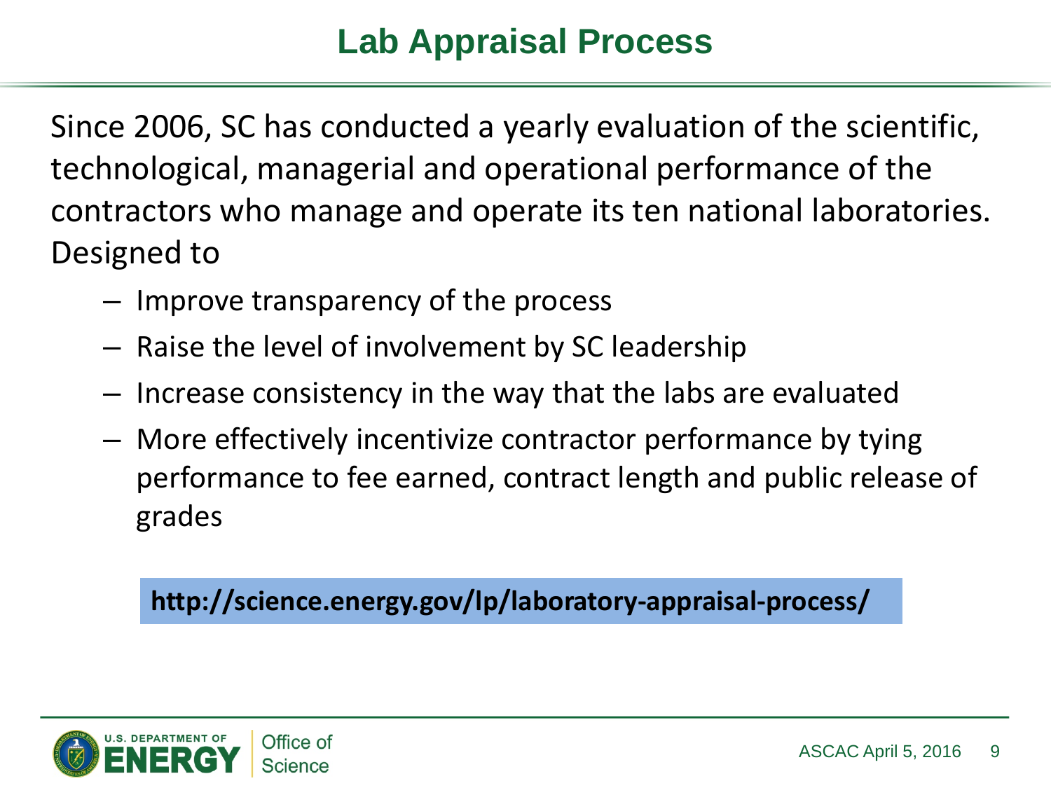# Lab Appraisal Process

Since 2006, SC has conducted a yearly evaluation of the scientific, technological, managerial and operational performance of the contractors who manage and operate its ten national laboratories. Designed to

- Improve transparency of the process
- Raise the level of involvement by SC leadership
- Increase consistency in the way that the labs are evaluated
- More effectively incentivize contractor performance by tying performance to fee earned, contract length and public release of grades

**http://science.energy.gov/lp/laboratory-appraisal-process/**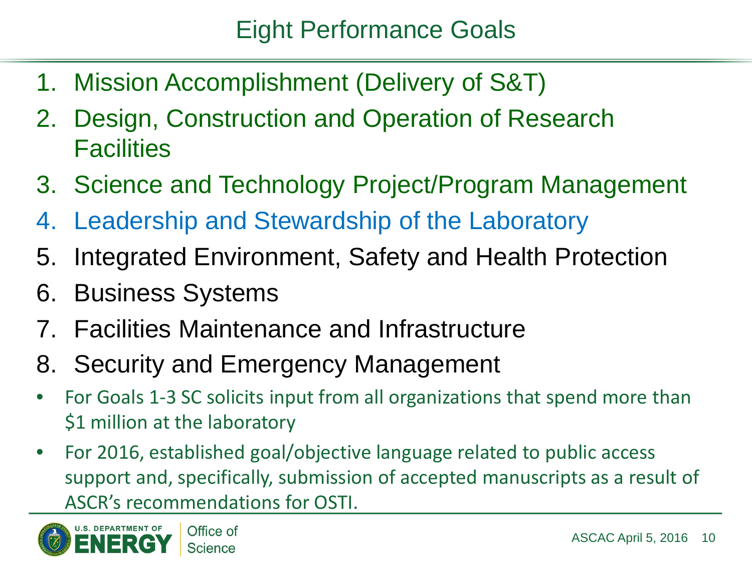# Eight Performance Goals

1. Mission Accomplishment (Delivery of S&T)
2. Design, Construction and Operation of Research Facilities
3. Science and Technology Project/Program Management
4. Leadership and Stewardship of the Laboratory
5. Integrated Environment, Safety and Health Protection
6. Business Systems
7. Facilities Maintenance and Infrastructure
8. Security and Emergency Management

- For Goals 1-3 SC solicits input from all organizations that spend more than $1 million at the laboratory
- For 2016, established goal/objective language related to public access support and, specifically, submission of accepted manuscripts as a result of ASCR's recommendations for OSTI.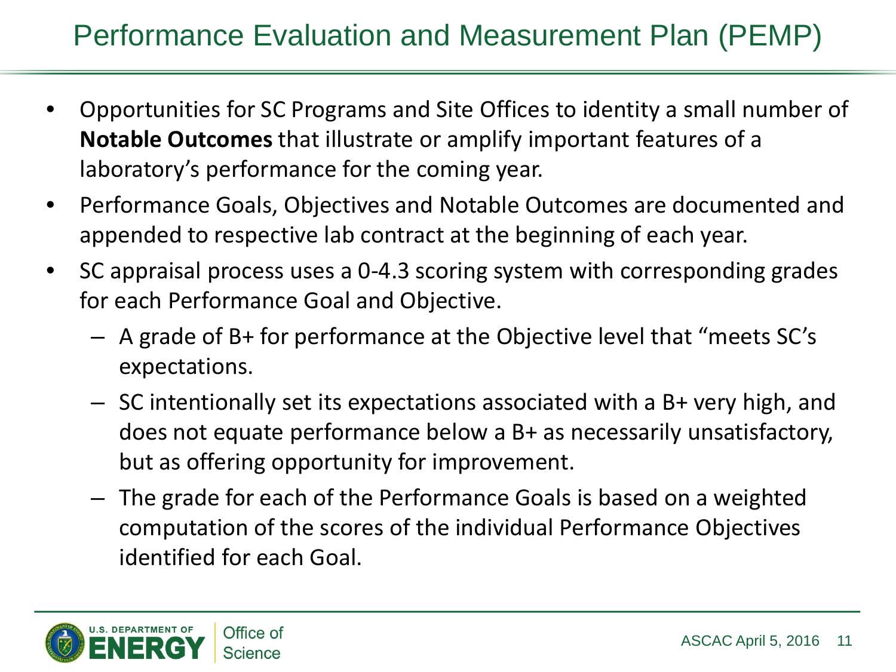# Performance Evaluation and Measurement Plan (PEMP)

- Opportunities for SC Programs and Site Offices to identity a small number of **Notable Outcomes** that illustrate or amplify important features of a laboratory's performance for the coming year.
- Performance Goals, Objectives and Notable Outcomes are documented and appended to respective lab contract at the beginning of each year.
- SC appraisal process uses a 0-4.3 scoring system with corresponding grades for each Performance Goal and Objective.
  - A grade of B+ for performance at the Objective level that "meets SC's expectations.
  - SC intentionally set its expectations associated with a B+ very high, and does not equate performance below a B+ as necessarily unsatisfactory, but as offering opportunity for improvement.
  - The grade for each of the Performance Goals is based on a weighted computation of the scores of the individual Performance Objectives identified for each Goal.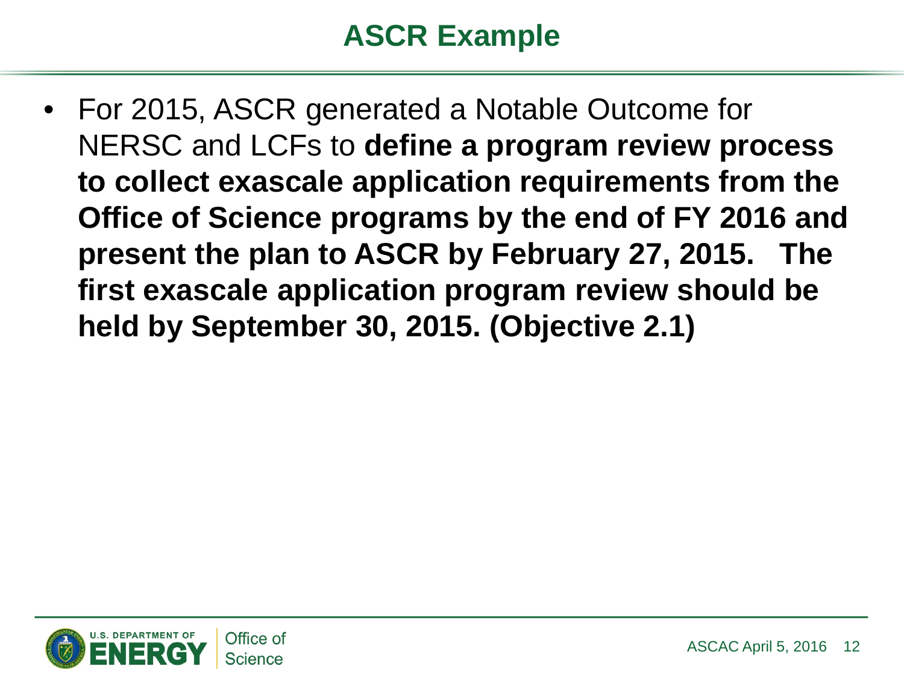# ASCR Example

- For 2015, ASCR generated a Notable Outcome for NERSC and LCFs to **define a program review process to collect exascale application requirements from the Office of Science programs by the end of FY 2016 and present the plan to ASCR by February 27, 2015. The first exascale application program review should be held by September 30, 2015. (Objective 2.1)**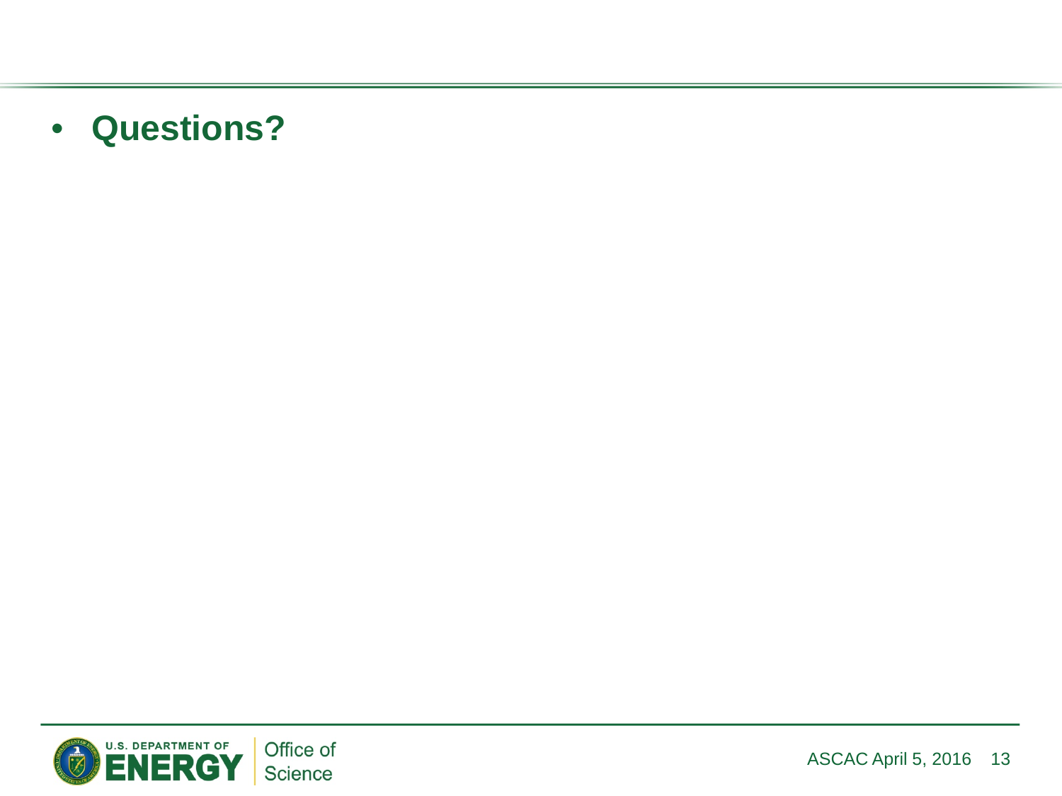- **Questions?**